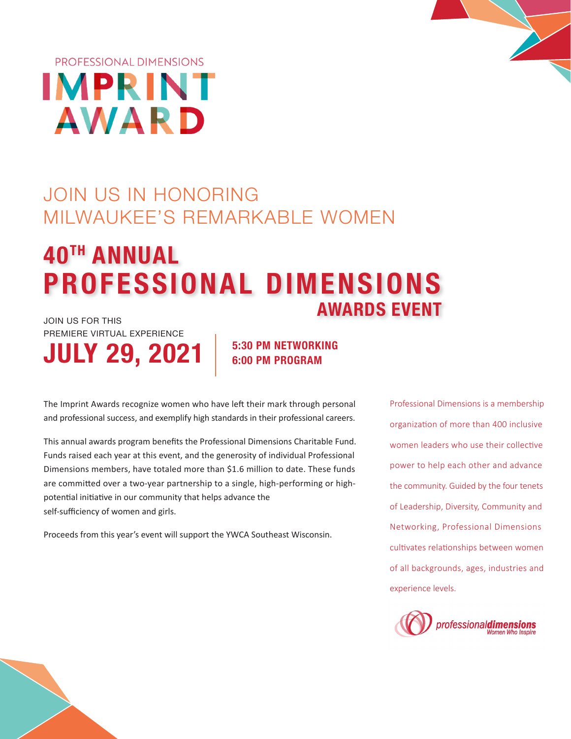PROFESSIONAL DIMENSIONS

# IMPRINT AWARD

## JOIN US IN HONORING MILWAUKEE'S REMARKABLE WOMEN

# 40TH ANNUAL PROFESSIONAL DIMENSIONS AWARDS EVENT

JOIN US FOR THIS PREMIERE VIRTUAL EXPERIENCE

## JULY 29, 2021

**5:30 PM NETWORKING**
**6:00 PM PROGRAM**

The Imprint Awards recognize women who have left their mark through personal and professional success, and exemplify high standards in their professional careers.

This annual awards program benefits the Professional Dimensions Charitable Fund. Funds raised each year at this event, and the generosity of individual Professional Dimensions members, have totaled more than $1.6 million to date. These funds are committed over a two-year partnership to a single, high-performing or high-potential initiative in our community that helps advance the self-sufficiency of women and girls.

Proceeds from this year's event will support the YWCA Southeast Wisconsin.

Professional Dimensions is a membership organization of more than 400 inclusive women leaders who use their collective power to help each other and advance the community. Guided by the four tenets of Leadership, Diversity, Community and Networking, Professional Dimensions cultivates relationships between women of all backgrounds, ages, industries and experience levels.

professionaldimensions
Women Who Inspire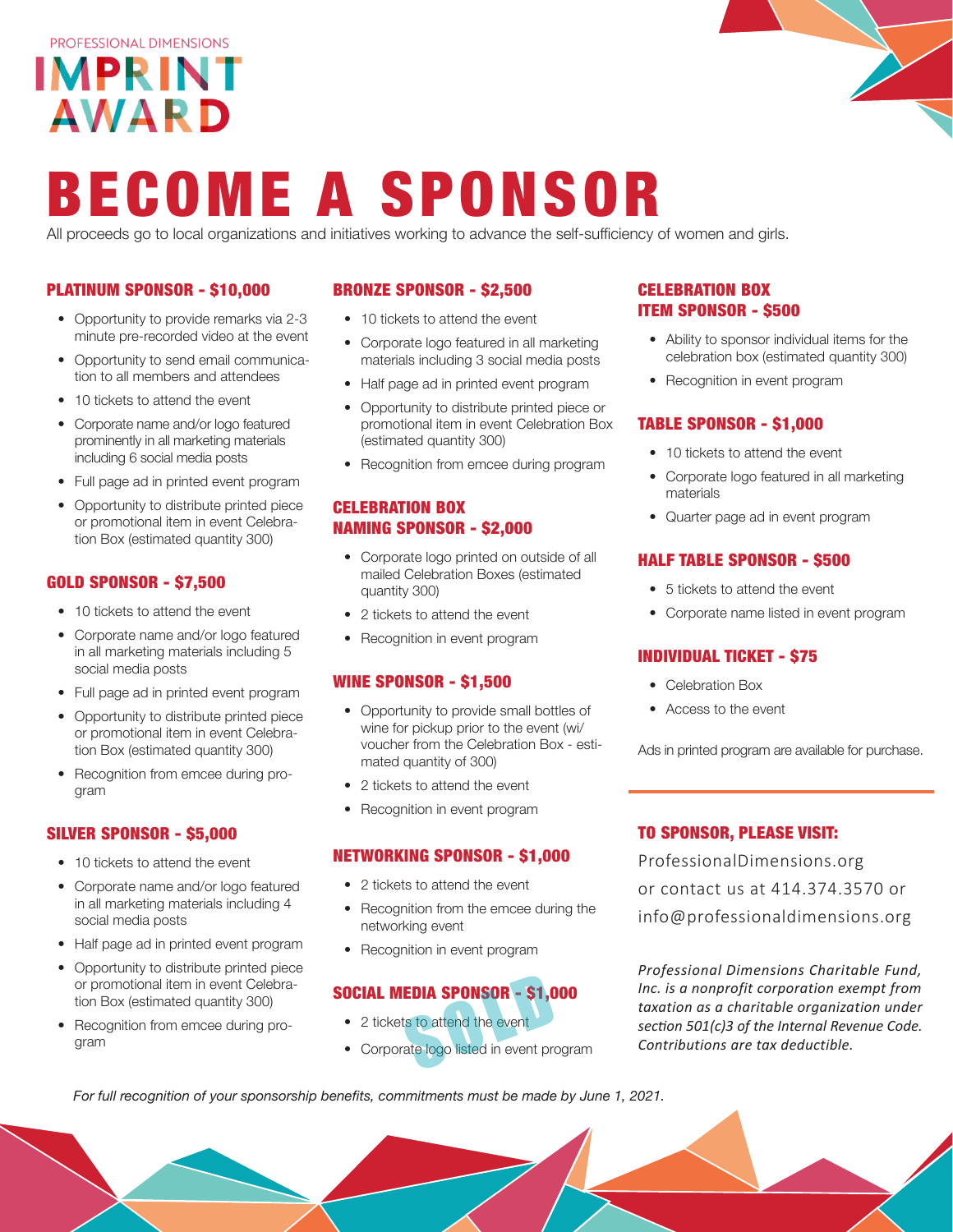PROFESSIONAL DIMENSIONS

# IMPRINT AWARD

# BECOME A SPONSOR

All proceeds go to local organizations and initiatives working to advance the self-sufficiency of women and girls.

## PLATINUM SPONSOR - $10,000

- Opportunity to provide remarks via 2-3 minute pre-recorded video at the event
- Opportunity to send email communication to all members and attendees
- 10 tickets to attend the event
- Corporate name and/or logo featured prominently in all marketing materials including 6 social media posts
- Full page ad in printed event program
- Opportunity to distribute printed piece or promotional item in event Celebration Box (estimated quantity 300)

## GOLD SPONSOR - $7,500

- 10 tickets to attend the event
- Corporate name and/or logo featured in all marketing materials including 5 social media posts
- Full page ad in printed event program
- Opportunity to distribute printed piece or promotional item in event Celebration Box (estimated quantity 300)
- Recognition from emcee during program

## SILVER SPONSOR - $5,000

- 10 tickets to attend the event
- Corporate name and/or logo featured in all marketing materials including 4 social media posts
- Half page ad in printed event program
- Opportunity to distribute printed piece or promotional item in event Celebration Box (estimated quantity 300)
- Recognition from emcee during program

## BRONZE SPONSOR - $2,500

- 10 tickets to attend the event
- Corporate logo featured in all marketing materials including 3 social media posts
- Half page ad in printed event program
- Opportunity to distribute printed piece or promotional item in event Celebration Box (estimated quantity 300)
- Recognition from emcee during program

## CELEBRATION BOX NAMING SPONSOR - $2,000

- Corporate logo printed on outside of all mailed Celebration Boxes (estimated quantity 300)
- 2 tickets to attend the event
- Recognition in event program

## WINE SPONSOR - $1,500

- Opportunity to provide small bottles of wine for pickup prior to the event (wi/ voucher from the Celebration Box - estimated quantity of 300)
- 2 tickets to attend the event
- Recognition in event program

## NETWORKING SPONSOR - $1,000

- 2 tickets to attend the event
- Recognition from the emcee during the networking event
- Recognition in event program

## SOCIAL MEDIA SPONSOR - $1,000

SOLD

- 2 tickets to attend the event
- Corporate logo listed in event program

## CELEBRATION BOX ITEM SPONSOR - $500

- Ability to sponsor individual items for the celebration box (estimated quantity 300)
- Recognition in event program

## TABLE SPONSOR - $1,000

- 10 tickets to attend the event
- Corporate logo featured in all marketing materials
- Quarter page ad in event program

## HALF TABLE SPONSOR - $500

- 5 tickets to attend the event
- Corporate name listed in event program

## INDIVIDUAL TICKET - $75

- Celebration Box
- Access to the event

Ads in printed program are available for purchase.

## TO SPONSOR, PLEASE VISIT:

ProfessionalDimensions.org
or contact us at 414.374.3570 or
info@professionaldimensions.org

*Professional Dimensions Charitable Fund, Inc. is a nonprofit corporation exempt from taxation as a charitable organization under section 501(c)3 of the Internal Revenue Code. Contributions are tax deductible.*

*For full recognition of your sponsorship benefits, commitments must be made by June 1, 2021.*